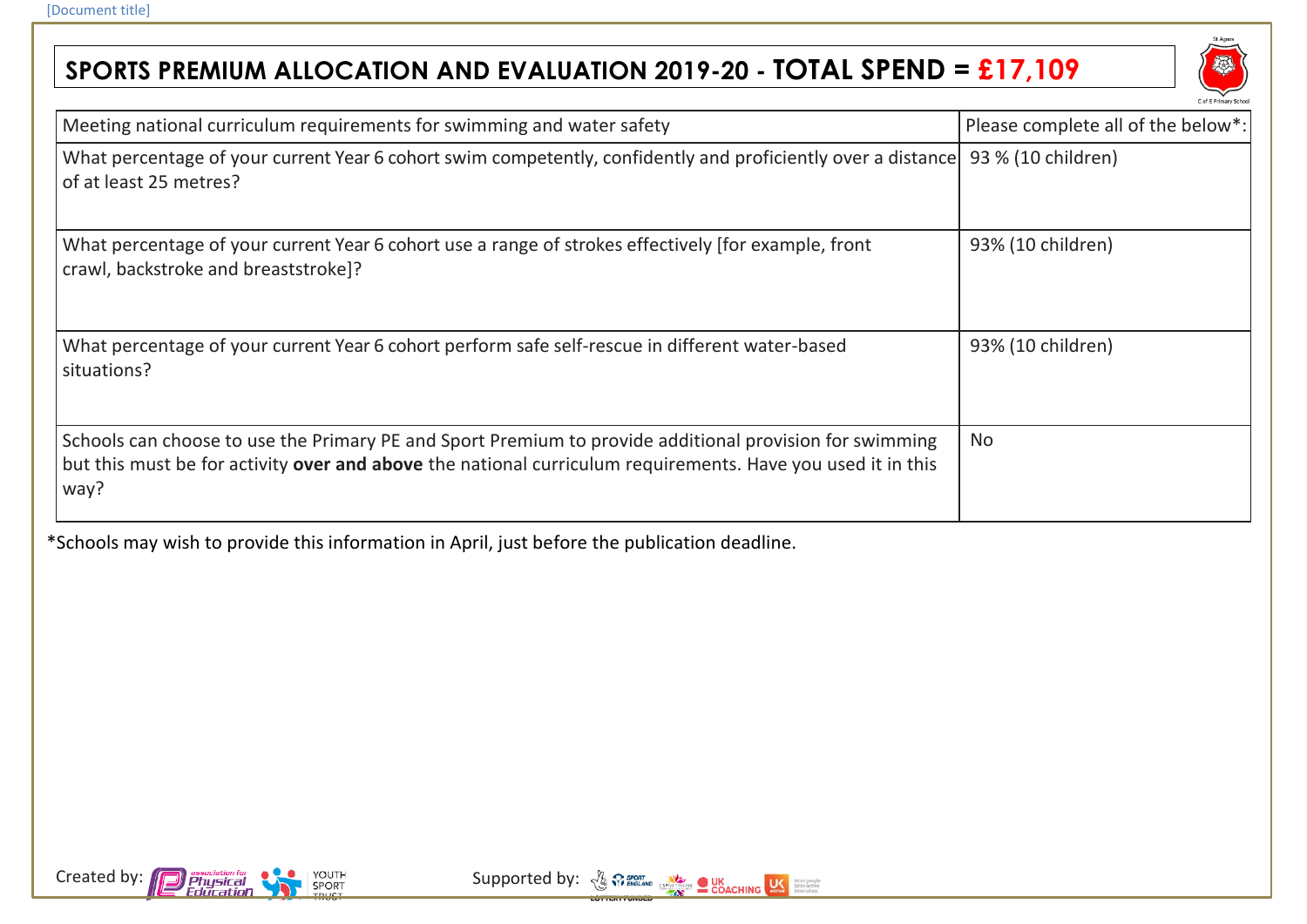# SPORTS PREMIUM ALLOCATION AND EVALUATION 2019-20 - TOTAL SPEND = £17,109

| Meeting national curriculum requirements for swimming and water safety | Please complete all of the below*: |
|---|---|
| What percentage of your current Year 6 cohort swim competently, confidently and proficiently over a distance of at least 25 metres? | 93 % (10 children) |
| What percentage of your current Year 6 cohort use a range of strokes effectively [for example, front crawl, backstroke and breaststroke]? | 93% (10 children) |
| What percentage of your current Year 6 cohort perform safe self-rescue in different water-based situations? | 93% (10 children) |
| Schools can choose to use the Primary PE and Sport Premium to provide additional provision for swimming but this must be for activity **over and above** the national curriculum requirements. Have you used it in this way? | No |

*Schools may wish to provide this information in April, just before the publication deadline.

Created by: association for Physical Education, YOUTH SPORT TRUST

Supported by: SPORT ENGLAND, LOTTERY FUNDED, UK COACHING, UK active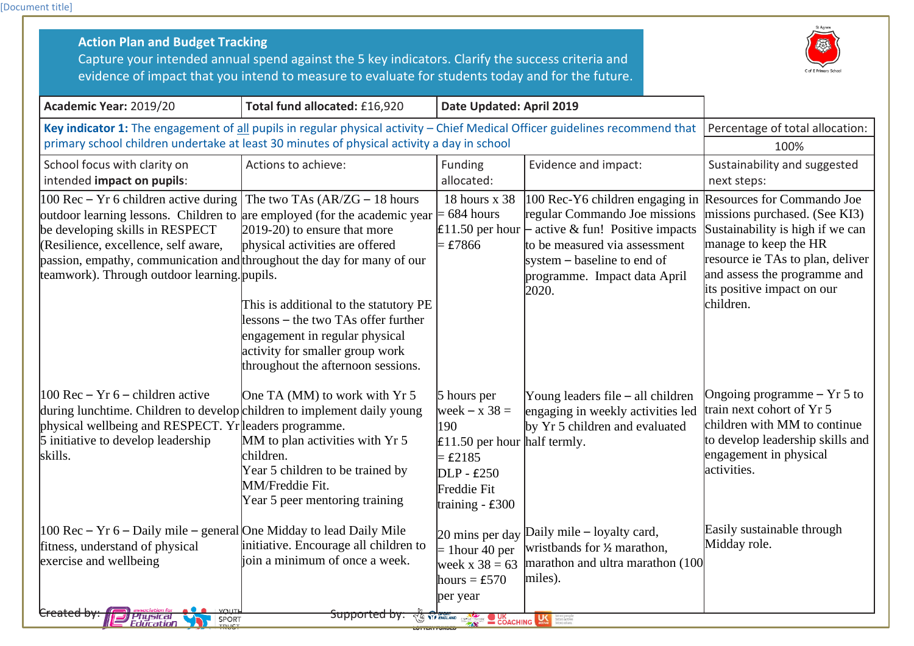## Action Plan and Budget Tracking

Capture your intended annual spend against the 5 key indicators. Clarify the success criteria and evidence of impact that you intend to measure to evaluate for students today and for the future.

| **Academic Year:** 2019/20 | **Total fund allocated:** £16,920 | **Date Updated: April 2019** | | |
|---|---|---|---|---|
| **Key indicator 1:** The engagement of all pupils in regular physical activity – Chief Medical Officer guidelines recommend that primary school children undertake at least 30 minutes of physical activity a day in school | | | | Percentage of total allocation: 100% |
| School focus with clarity on intended **impact on pupils**: | Actions to achieve: | Funding allocated: | Evidence and impact: | Sustainability and suggested next steps: |
| 100 Rec – Yr 6 children active during outdoor learning lessons. Children to be developing skills in RESPECT (Resilience, excellence, self aware, passion, empathy, communication and teamwork). Through outdoor learning. | The two TAs (AR/ZG – 18 hours are employed (for the academic year 2019-20) to ensure that more physical activities are offered throughout the day for many of our pupils.<br><br>This is additional to the statutory PE lessons – the two TAs offer further engagement in regular physical activity for smaller group work throughout the afternoon sessions. | 18 hours x 38 = 684 hours £11.50 per hour = £7866 | 100 Rec-Y6 children engaging in regular Commando Joe missions – active & fun! Positive impacts to be measured via assessment system – baseline to end of programme. Impact data April 2020. | Resources for Commando Joe missions purchased. (See KI3) Sustainability is high if we can manage to keep the HR resource ie TAs to plan, deliver and assess the programme and its positive impact on our children. |
| 100 Rec – Yr 6 – children active during lunchtime. Children to develop physical wellbeing and RESPECT. Yr 5 initiative to develop leadership skills. | One TA (MM) to work with Yr 5 children to implement daily young leaders programme.<br>MM to plan activities with Yr 5 children.<br>Year 5 children to be trained by MM/Freddie Fit.<br>Year 5 peer mentoring training | 5 hours per week – x 38 = 190<br>£11.50 per hour = £2185<br>DLP - £250<br>Freddie Fit training - £300 | Young leaders file – all children engaging in weekly activities led by Yr 5 children and evaluated half termly. | Ongoing programme – Yr 5 to train next cohort of Yr 5 children with MM to continue to develop leadership skills and engagement in physical activities. |
| 100 Rec – Yr 6 – Daily mile – general fitness, understand of physical exercise and wellbeing | One Midday to lead Daily Mile initiative. Encourage all children to join a minimum of once a week. | 20 mins per day = 1hour 40 per week x 38 = 63 hours = £570 per year | Daily mile – loyalty card, wristbands for ½ marathon, marathon and ultra marathon (100 miles). | Easily sustainable through Midday role. |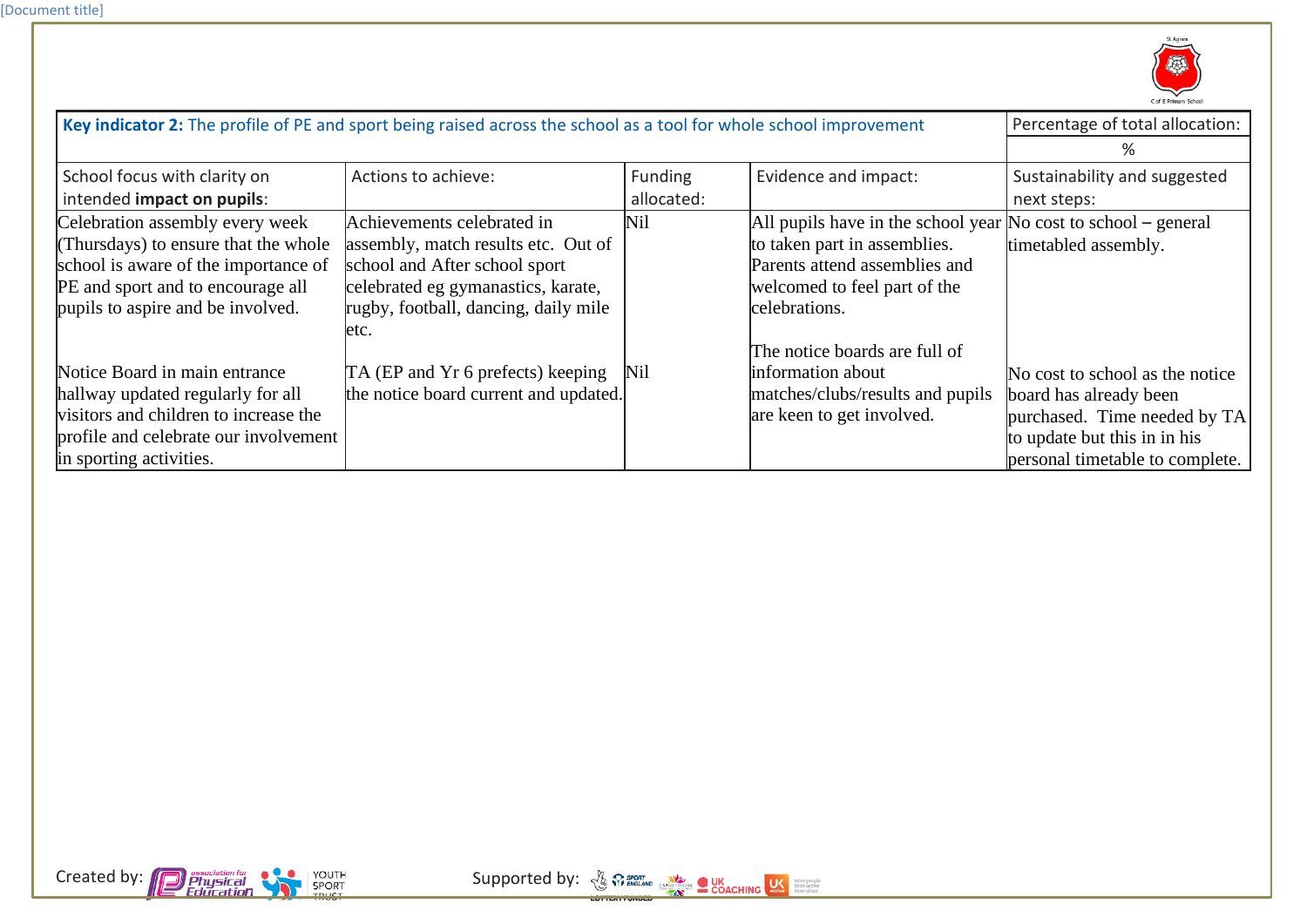| **Key indicator 2:** The profile of PE and sport being raised across the school as a tool for whole school improvement | | | | Percentage of total allocation: |
|---|---|---|---|---|
| | | | | % |
| School focus with clarity on intended **impact on pupils**: | Actions to achieve: | Funding allocated: | Evidence and impact: | Sustainability and suggested next steps: |
| Celebration assembly every week (Thursdays) to ensure that the whole school is aware of the importance of PE and sport and to encourage all pupils to aspire and be involved. | Achievements celebrated in assembly, match results etc. Out of school and After school sport celebrated eg gymanastics, karate, rugby, football, dancing, daily mile etc. | Nil | All pupils have in the school year to taken part in assemblies. Parents attend assemblies and welcomed to feel part of the celebrations. | No cost to school – general timetabled assembly. |
| Notice Board in main entrance hallway updated regularly for all visitors and children to increase the profile and celebrate our involvement in sporting activities. | TA (EP and Yr 6 prefects) keeping the notice board current and updated. | Nil | The notice boards are full of information about matches/clubs/results and pupils are keen to get involved. | No cost to school as the notice board has already been purchased. Time needed by TA to update but this in in his personal timetable to complete. |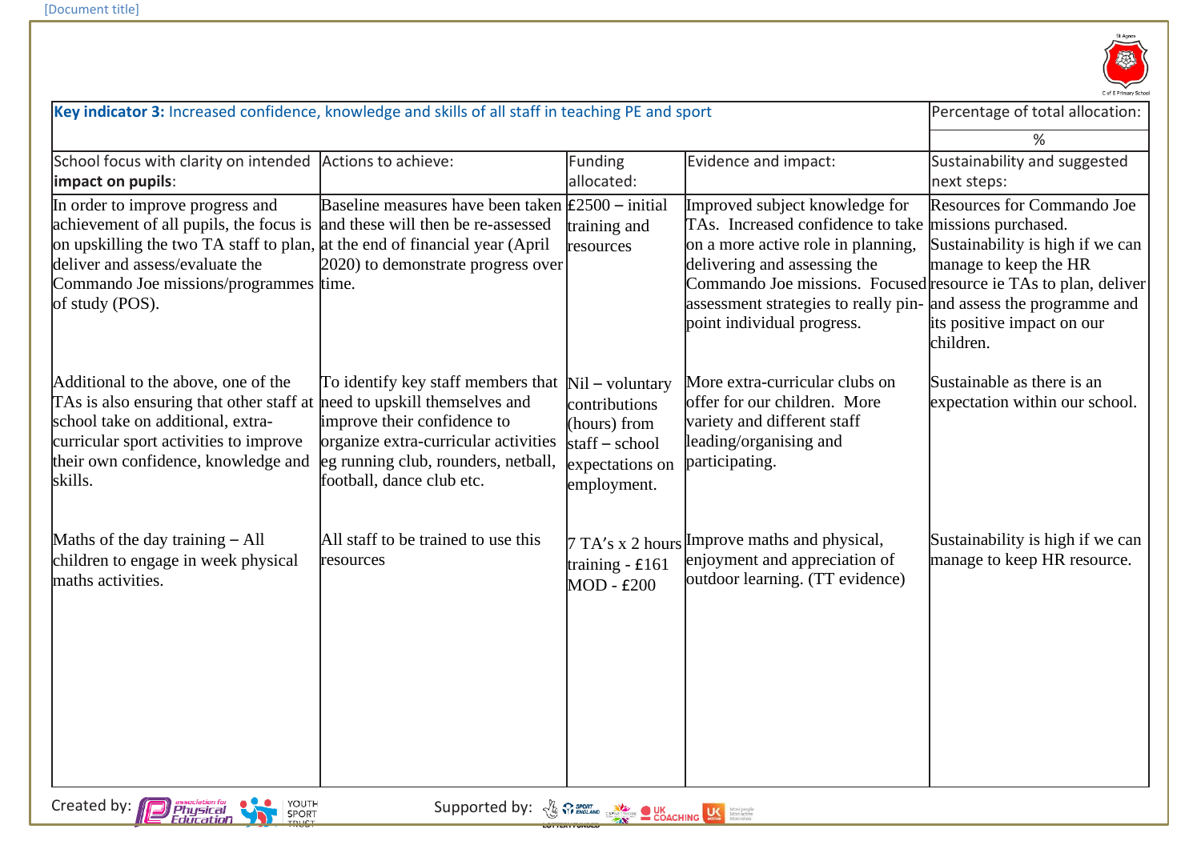| **Key indicator 3:** Increased confidence, knowledge and skills of all staff in teaching PE and sport | | | | Percentage of total allocation: |
|---|---|---|---|---|
| | | | | % |
| School focus with clarity on intended **impact on pupils**: | Actions to achieve: | Funding allocated: | Evidence and impact: | Sustainability and suggested next steps: |
| In order to improve progress and achievement of all pupils, the focus is on upskilling the two TA staff to plan, deliver and assess/evaluate the Commando Joe missions/programmes of study (POS). | Baseline measures have been taken and these will then be re-assessed at the end of financial year (April 2020) to demonstrate progress over time. | £2500 – initial training and resources | Improved subject knowledge for TAs. Increased confidence to take on a more active role in planning, delivering and assessing the Commando Joe missions. Focused assessment strategies to really pin-point individual progress. | Resources for Commando Joe missions purchased. Sustainability is high if we can manage to keep the HR resource ie TAs to plan, deliver and assess the programme and its positive impact on our children. |
| Additional to the above, one of the TAs is also ensuring that other staff at school take on additional, extra-curricular sport activities to improve their own confidence, knowledge and skills. | To identify key staff members that need to upskill themselves and improve their confidence to organize extra-curricular activities eg running club, rounders, netball, football, dance club etc. | Nil – voluntary contributions (hours) from staff – school expectations on employment. | More extra-curricular clubs on offer for our children. More variety and different staff leading/organising and participating. | Sustainable as there is an expectation within our school. |
| Maths of the day training – All children to engage in week physical maths activities. | All staff to be trained to use this resources | 7 TA's x 2 hours training - £161 MOD - £200 | Improve maths and physical, enjoyment and appreciation of outdoor learning. (TT evidence) | Sustainability is high if we can manage to keep HR resource. |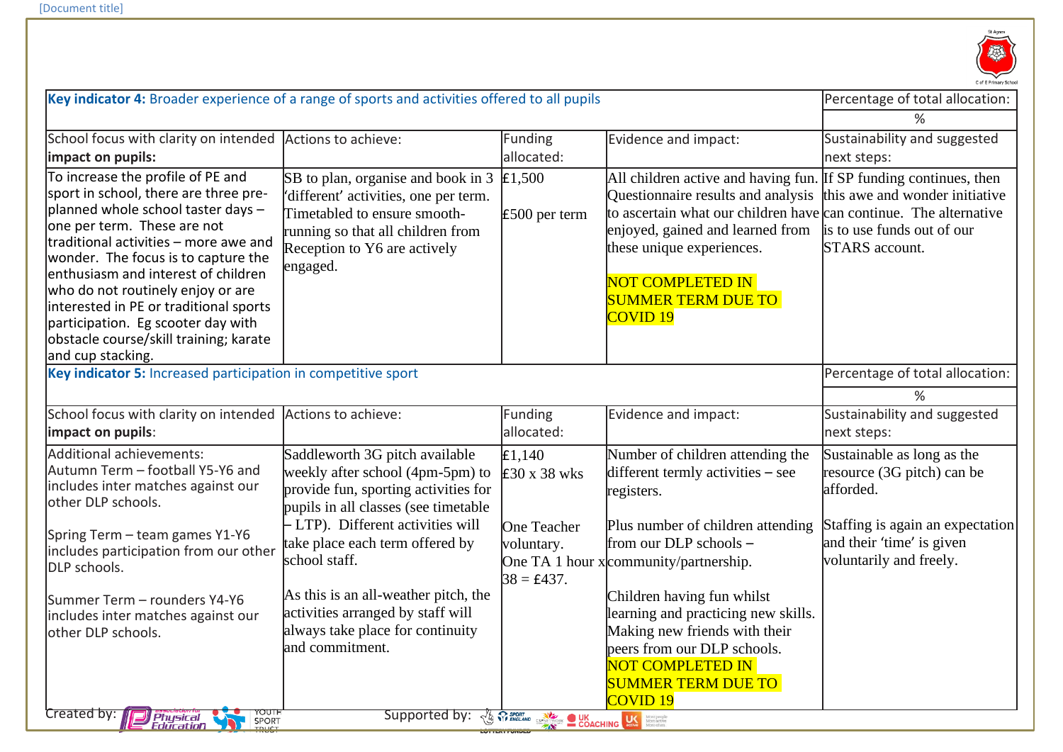| **Key indicator 4:** Broader experience of a range of sports and activities offered to all pupils | | | | Percentage of total allocation: |
|---|---|---|---|---|
| | | | | % |
| School focus with clarity on intended **impact on pupils:** | Actions to achieve: | Funding allocated: | Evidence and impact: | Sustainability and suggested next steps: |
| To increase the profile of PE and sport in school, there are three pre-planned whole school taster days – one per term. These are not traditional activities – more awe and wonder. The focus is to capture the enthusiasm and interest of children who do not routinely enjoy or are interested in PE or traditional sports participation. Eg scooter day with obstacle course/skill training; karate and cup stacking. | SB to plan, organise and book in 3 'different' activities, one per term. Timetabled to ensure smooth-running so that all children from Reception to Y6 are actively engaged. | £1,500<br><br>£500 per term | All children active and having fun. Questionnaire results and analysis to ascertain what our children have enjoyed, gained and learned from these unique experiences.<br><br>NOT COMPLETED IN SUMMER TERM DUE TO COVID 19 | If SP funding continues, then this awe and wonder initiative can continue. The alternative is to use funds out of our STARS account. |
| **Key indicator 5:** Increased participation in competitive sport | | | | Percentage of total allocation: |
| | | | | % |
| School focus with clarity on intended **impact on pupils**: | Actions to achieve: | Funding allocated: | Evidence and impact: | Sustainability and suggested next steps: |
| Additional achievements:<br>Autumn Term – football Y5-Y6 and includes inter matches against our other DLP schools.<br><br>Spring Term – team games Y1-Y6 includes participation from our other DLP schools.<br><br>Summer Term – rounders Y4-Y6 includes inter matches against our other DLP schools. | Saddleworth 3G pitch available weekly after school (4pm-5pm) to provide fun, sporting activities for pupils in all classes (see timetable – LTP). Different activities will take place each term offered by school staff.<br><br>As this is an all-weather pitch, the activities arranged by staff will always take place for continuity and commitment. | £1,140<br>£30 x 38 wks<br><br>One Teacher voluntary.<br>One TA 1 hour x 38 = £437. | Number of children attending the different termly activities – see registers.<br><br>Plus number of children attending from our DLP schools – community/partnership.<br><br>Children having fun whilst learning and practicing new skills. Making new friends with their peers from our DLP schools.<br>NOT COMPLETED IN SUMMER TERM DUE TO COVID 19 | Sustainable as long as the resource (3G pitch) can be afforded.<br><br>Staffing is again an expectation and their 'time' is given voluntarily and freely. |